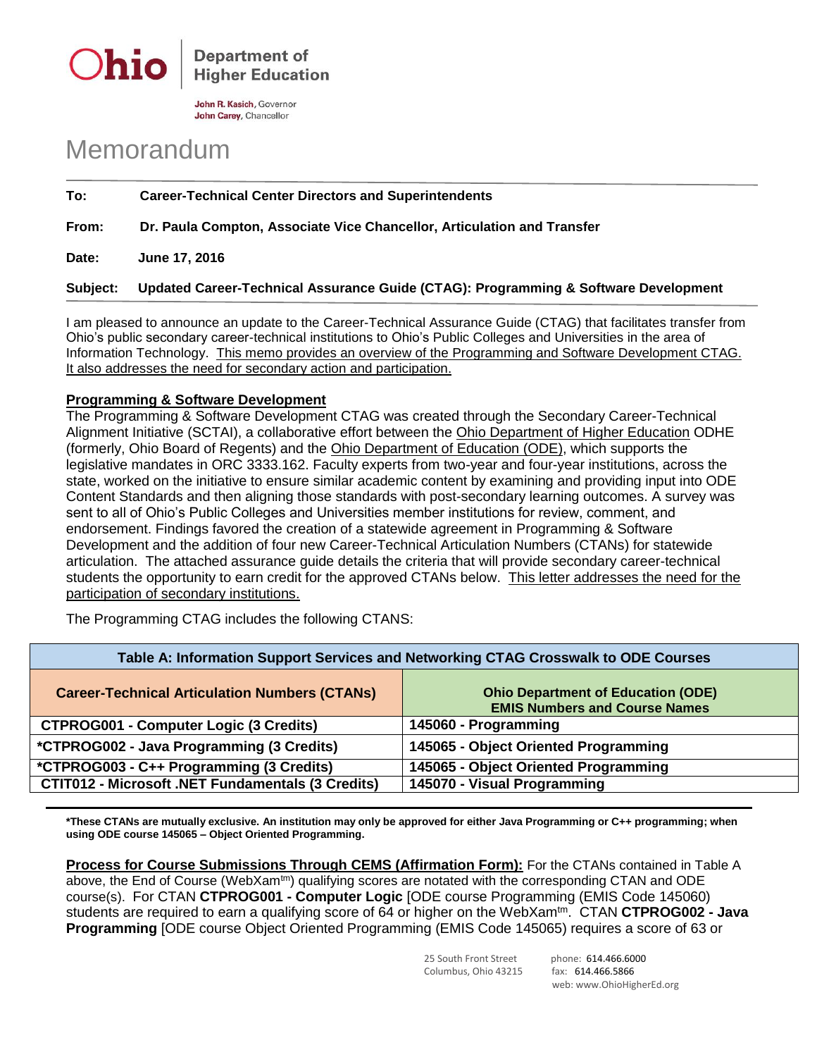Ohio | Department of Higher Education

**John R. Kasich**, Governor
**John Carey**, Chancellor

# Memorandum

**To:** **Career-Technical Center Directors and Superintendents**

**From:** **Dr. Paula Compton, Associate Vice Chancellor, Articulation and Transfer**

**Date:** **June 17, 2016**

**Subject:** **Updated Career-Technical Assurance Guide (CTAG): Programming & Software Development**

I am pleased to announce an update to the Career-Technical Assurance Guide (CTAG) that facilitates transfer from Ohio's public secondary career-technical institutions to Ohio's Public Colleges and Universities in the area of Information Technology. This memo provides an overview of the Programming and Software Development CTAG. It also addresses the need for secondary action and participation.

**Programming & Software Development**

The Programming & Software Development CTAG was created through the Secondary Career-Technical Alignment Initiative (SCTAI), a collaborative effort between the Ohio Department of Higher Education ODHE (formerly, Ohio Board of Regents) and the Ohio Department of Education (ODE), which supports the legislative mandates in ORC 3333.162. Faculty experts from two-year and four-year institutions, across the state, worked on the initiative to ensure similar academic content by examining and providing input into ODE Content Standards and then aligning those standards with post-secondary learning outcomes. A survey was sent to all of Ohio's Public Colleges and Universities member institutions for review, comment, and endorsement. Findings favored the creation of a statewide agreement in Programming & Software Development and the addition of four new Career-Technical Articulation Numbers (CTANs) for statewide articulation. The attached assurance guide details the criteria that will provide secondary career-technical students the opportunity to earn credit for the approved CTANs below. This letter addresses the need for the participation of secondary institutions.

The Programming CTAG includes the following CTANS:

| Table A: Information Support Services and Networking CTAG Crosswalk to ODE Courses | |
|---|---|
| **Career-Technical Articulation Numbers (CTANs)** | **Ohio Department of Education (ODE) EMIS Numbers and Course Names** |
| **CTPROG001 - Computer Logic (3 Credits)** | **145060 - Programming** |
| **\*CTPROG002 - Java Programming (3 Credits)** | **145065 - Object Oriented Programming** |
| **\*CTPROG003 - C++ Programming (3 Credits)** | **145065 - Object Oriented Programming** |
| **CTIT012 - Microsoft .NET Fundamentals (3 Credits)** | **145070 - Visual Programming** |

**\*These CTANs are mutually exclusive. An institution may only be approved for either Java Programming or C++ programming; when using ODE course 145065 – Object Oriented Programming.**

**Process for Course Submissions Through CEMS (Affirmation Form):** For the CTANs contained in Table A above, the End of Course (WebXam™) qualifying scores are notated with the corresponding CTAN and ODE course(s). For CTAN **CTPROG001 - Computer Logic** [ODE course Programming (EMIS Code 145060) students are required to earn a qualifying score of 64 or higher on the WebXam™. CTAN **CTPROG002 - Java Programming** [ODE course Object Oriented Programming (EMIS Code 145065) requires a score of 63 or

25 South Front Street
Columbus, Ohio 43215
phone: 614.466.6000
fax: 614.466.5866
web: www.OhioHigherEd.org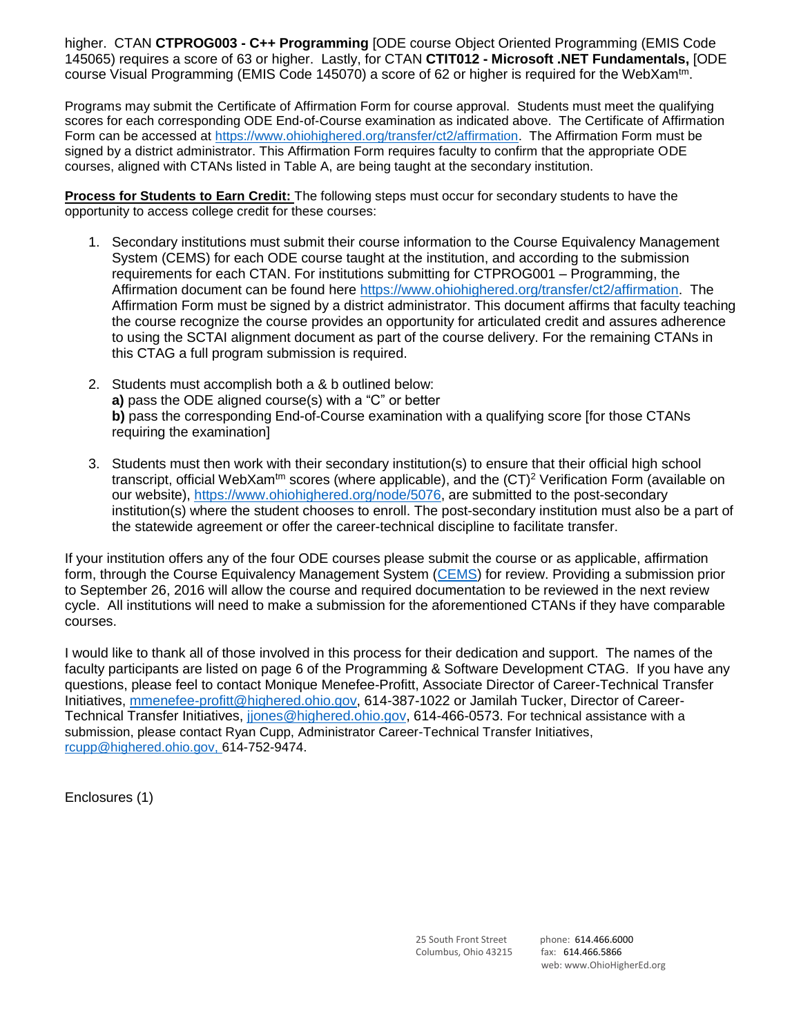higher. CTAN **CTPROG003 - C++ Programming** [ODE course Object Oriented Programming (EMIS Code 145065) requires a score of 63 or higher. Lastly, for CTAN **CTIT012 - Microsoft .NET Fundamentals,** [ODE course Visual Programming (EMIS Code 145070) a score of 62 or higher is required for the WebXam™.

Programs may submit the Certificate of Affirmation Form for course approval. Students must meet the qualifying scores for each corresponding ODE End-of-Course examination as indicated above. The Certificate of Affirmation Form can be accessed at https://www.ohiohighered.org/transfer/ct2/affirmation. The Affirmation Form must be signed by a district administrator. This Affirmation Form requires faculty to confirm that the appropriate ODE courses, aligned with CTANs listed in Table A, are being taught at the secondary institution.

**Process for Students to Earn Credit:** The following steps must occur for secondary students to have the opportunity to access college credit for these courses:

1. Secondary institutions must submit their course information to the Course Equivalency Management System (CEMS) for each ODE course taught at the institution, and according to the submission requirements for each CTAN. For institutions submitting for CTPROG001 – Programming, the Affirmation document can be found here https://www.ohiohighered.org/transfer/ct2/affirmation. The Affirmation Form must be signed by a district administrator. This document affirms that faculty teaching the course recognize the course provides an opportunity for articulated credit and assures adherence to using the SCTAI alignment document as part of the course delivery. For the remaining CTANs in this CTAG a full program submission is required.

2. Students must accomplish both a & b outlined below:
   **a)** pass the ODE aligned course(s) with a "C" or better
   **b)** pass the corresponding End-of-Course examination with a qualifying score [for those CTANs requiring the examination]

3. Students must then work with their secondary institution(s) to ensure that their official high school transcript, official WebXam™ scores (where applicable), and the (CT)² Verification Form (available on our website), https://www.ohiohighered.org/node/5076, are submitted to the post-secondary institution(s) where the student chooses to enroll. The post-secondary institution must also be a part of the statewide agreement or offer the career-technical discipline to facilitate transfer.

If your institution offers any of the four ODE courses please submit the course or as applicable, affirmation form, through the Course Equivalency Management System (CEMS) for review. Providing a submission prior to September 26, 2016 will allow the course and required documentation to be reviewed in the next review cycle. All institutions will need to make a submission for the aforementioned CTANs if they have comparable courses.

I would like to thank all of those involved in this process for their dedication and support. The names of the faculty participants are listed on page 6 of the Programming & Software Development CTAG. If you have any questions, please feel to contact Monique Menefee-Profitt, Associate Director of Career-Technical Transfer Initiatives, mmenefee-profitt@highered.ohio.gov, 614-387-1022 or Jamilah Tucker, Director of Career-Technical Transfer Initiatives, jjones@highered.ohio.gov, 614-466-0573. For technical assistance with a submission, please contact Ryan Cupp, Administrator Career-Technical Transfer Initiatives, rcupp@highered.ohio.gov, 614-752-9474.

Enclosures (1)

25 South Front Street
Columbus, Ohio 43215

phone: 614.466.6000
fax: 614.466.5866
web: www.OhioHigherEd.org